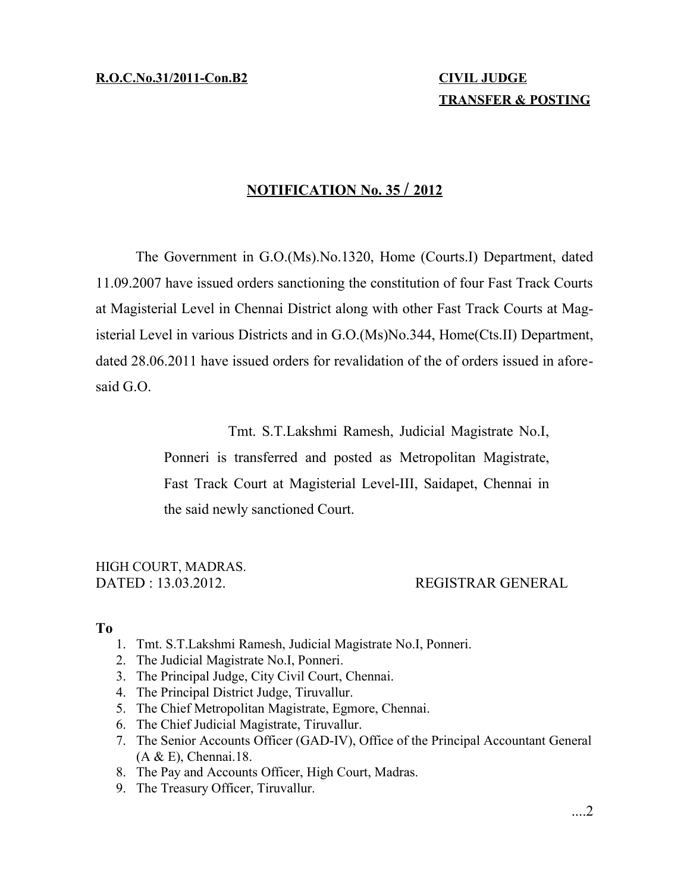**R.O.C.No.31/2011-Con.B2**

**CIVIL JUDGE**
**TRANSFER & POSTING**

## NOTIFICATION No. 35 / 2012

The Government in G.O.(Ms).No.1320, Home (Courts.I) Department, dated 11.09.2007 have issued orders sanctioning the constitution of four Fast Track Courts at Magisterial Level in Chennai District along with other Fast Track Courts at Magisterial Level in various Districts and in G.O.(Ms)No.344, Home(Cts.II) Department, dated 28.06.2011 have issued orders for revalidation of the of orders issued in aforesaid G.O.

Tmt. S.T.Lakshmi Ramesh, Judicial Magistrate No.I, Ponneri is transferred and posted as Metropolitan Magistrate, Fast Track Court at Magisterial Level-III, Saidapet, Chennai in the said newly sanctioned Court.

HIGH COURT, MADRAS.
DATED : 13.03.2012.

REGISTRAR GENERAL

**To**

1. Tmt. S.T.Lakshmi Ramesh, Judicial Magistrate No.I, Ponneri.
2. The Judicial Magistrate No.I, Ponneri.
3. The Principal Judge, City Civil Court, Chennai.
4. The Principal District Judge, Tiruvallur.
5. The Chief Metropolitan Magistrate, Egmore, Chennai.
6. The Chief Judicial Magistrate, Tiruvallur.
7. The Senior Accounts Officer (GAD-IV), Office of the Principal Accountant General (A & E), Chennai.18.
8. The Pay and Accounts Officer, High Court, Madras.
9. The Treasury Officer, Tiruvallur.

....2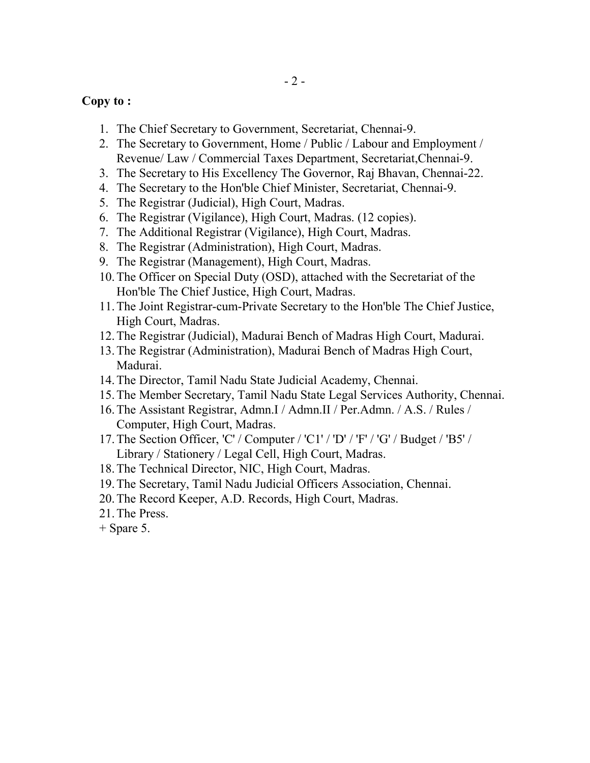**Copy to :**

1. The Chief Secretary to Government, Secretariat, Chennai-9.
2. The Secretary to Government, Home / Public / Labour and Employment / Revenue/ Law / Commercial Taxes Department, Secretariat,Chennai-9.
3. The Secretary to His Excellency The Governor, Raj Bhavan, Chennai-22.
4. The Secretary to the Hon'ble Chief Minister, Secretariat, Chennai-9.
5. The Registrar (Judicial), High Court, Madras.
6. The Registrar (Vigilance), High Court, Madras. (12 copies).
7. The Additional Registrar (Vigilance), High Court, Madras.
8. The Registrar (Administration), High Court, Madras.
9. The Registrar (Management), High Court, Madras.
10. The Officer on Special Duty (OSD), attached with the Secretariat of the Hon'ble The Chief Justice, High Court, Madras.
11. The Joint Registrar-cum-Private Secretary to the Hon'ble The Chief Justice, High Court, Madras.
12. The Registrar (Judicial), Madurai Bench of Madras High Court, Madurai.
13. The Registrar (Administration), Madurai Bench of Madras High Court, Madurai.
14. The Director, Tamil Nadu State Judicial Academy, Chennai.
15. The Member Secretary, Tamil Nadu State Legal Services Authority, Chennai.
16. The Assistant Registrar, Admn.I / Admn.II / Per.Admn. / A.S. / Rules / Computer, High Court, Madras.
17. The Section Officer, 'C' / Computer / 'C1' / 'D' / 'F' / 'G' / Budget / 'B5' / Library / Stationery / Legal Cell, High Court, Madras.
18. The Technical Director, NIC, High Court, Madras.
19. The Secretary, Tamil Nadu Judicial Officers Association, Chennai.
20. The Record Keeper, A.D. Records, High Court, Madras.
21. The Press.

\+ Spare 5.